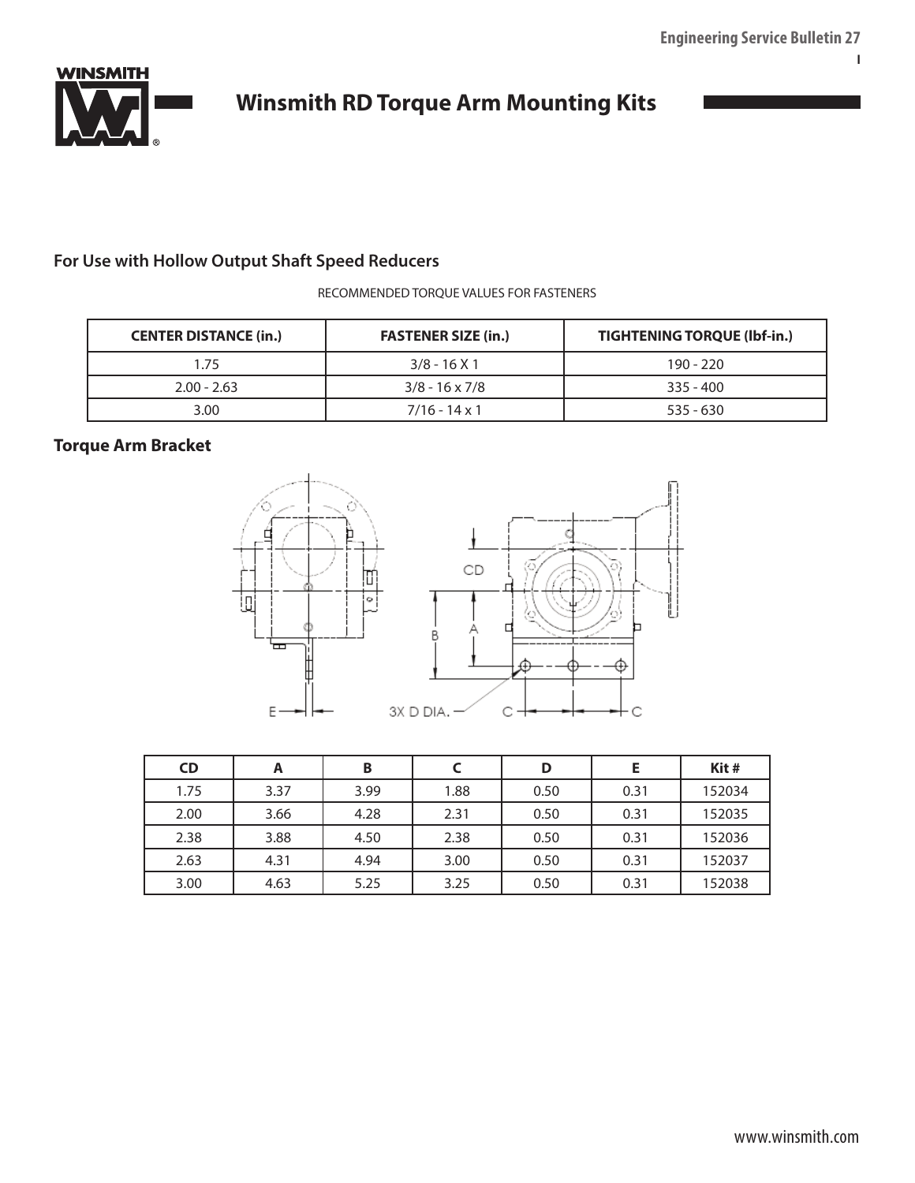# Winsmith RD Torque Arm Mounting Kits

## For Use with Hollow Output Shaft Speed Reducers

RECOMMENDED TORQUE VALUES FOR FASTENERS

| CENTER DISTANCE (in.) | FASTENER SIZE (in.) | TIGHTENING TORQUE (lbf-in.) |
|---|---|---|
| 1.75 | 3/8 - 16 X 1 | 190 - 220 |
| 2.00 - 2.63 | 3/8 - 16 x 7/8 | 335 - 400 |
| 3.00 | 7/16 - 14 x 1 | 535 - 630 |

## Torque Arm Bracket

| CD | A | B | C | D | E | Kit # |
|---|---|---|---|---|---|---|
| 1.75 | 3.37 | 3.99 | 1.88 | 0.50 | 0.31 | 152034 |
| 2.00 | 3.66 | 4.28 | 2.31 | 0.50 | 0.31 | 152035 |
| 2.38 | 3.88 | 4.50 | 2.38 | 0.50 | 0.31 | 152036 |
| 2.63 | 4.31 | 4.94 | 3.00 | 0.50 | 0.31 | 152037 |
| 3.00 | 4.63 | 5.25 | 3.25 | 0.50 | 0.31 | 152038 |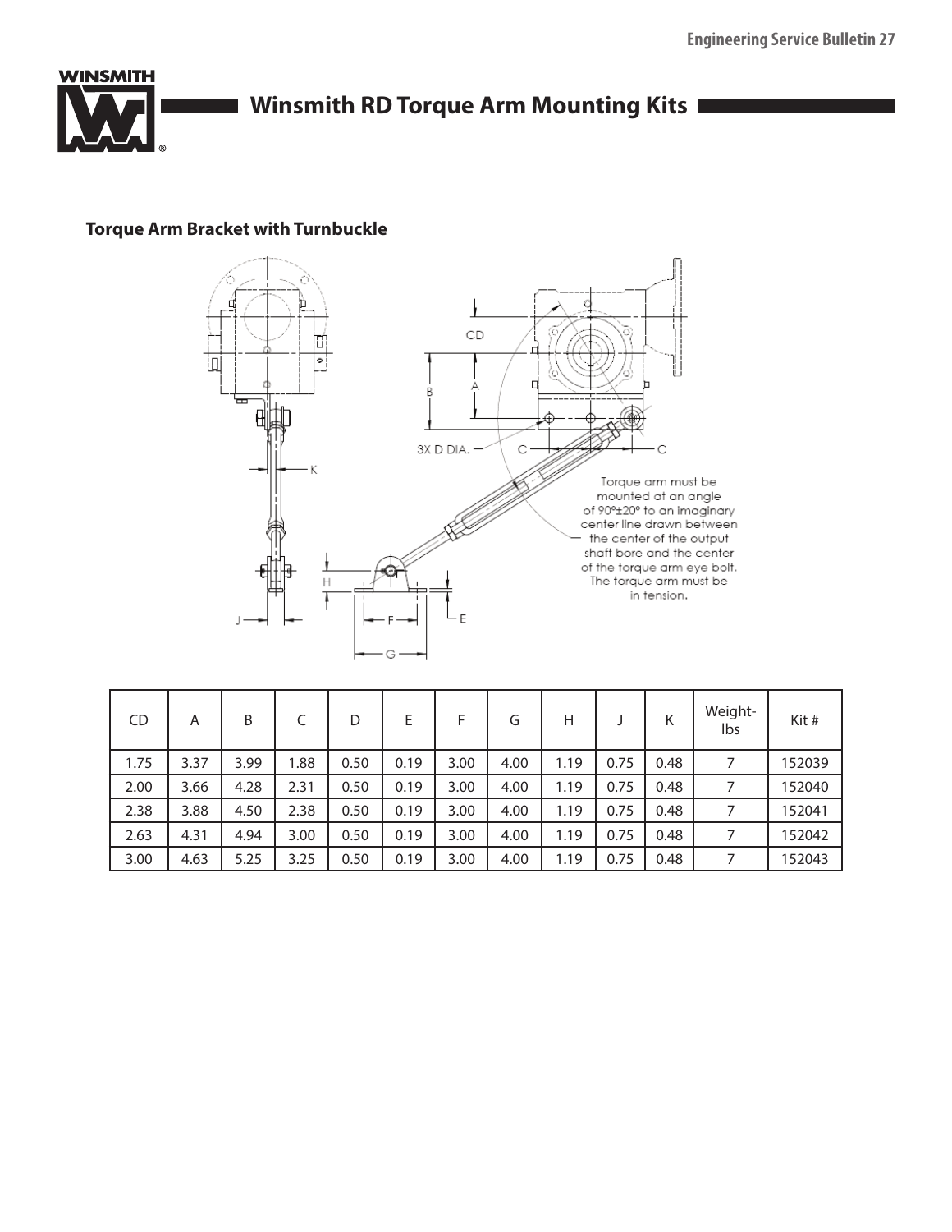# Winsmith RD Torque Arm Mounting Kits

### Torque Arm Bracket with Turnbuckle

Torque arm must be mounted at an angle of 90°±20° to an imaginary center line drawn between the center of the output shaft bore and the center of the torque arm eye bolt. The torque arm must be in tension.

| CD | A | B | C | D | E | F | G | H | J | K | Weight-lbs | Kit # |
|---|---|---|---|---|---|---|---|---|---|---|---|---|
| 1.75 | 3.37 | 3.99 | 1.88 | 0.50 | 0.19 | 3.00 | 4.00 | 1.19 | 0.75 | 0.48 | 7 | 152039 |
| 2.00 | 3.66 | 4.28 | 2.31 | 0.50 | 0.19 | 3.00 | 4.00 | 1.19 | 0.75 | 0.48 | 7 | 152040 |
| 2.38 | 3.88 | 4.50 | 2.38 | 0.50 | 0.19 | 3.00 | 4.00 | 1.19 | 0.75 | 0.48 | 7 | 152041 |
| 2.63 | 4.31 | 4.94 | 3.00 | 0.50 | 0.19 | 3.00 | 4.00 | 1.19 | 0.75 | 0.48 | 7 | 152042 |
| 3.00 | 4.63 | 5.25 | 3.25 | 0.50 | 0.19 | 3.00 | 4.00 | 1.19 | 0.75 | 0.48 | 7 | 152043 |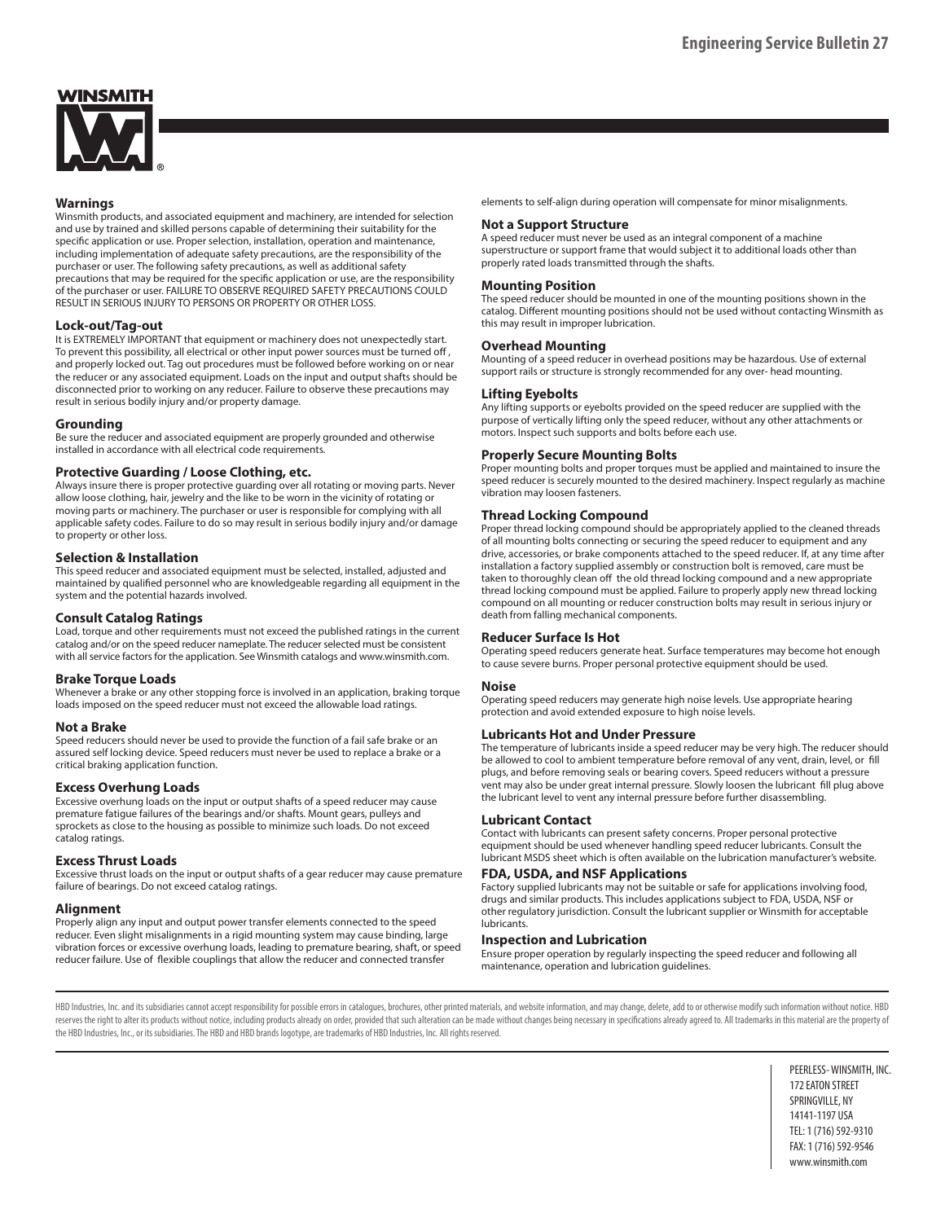# Engineering Service Bulletin 27

WINSMITH

### Warnings

Winsmith products, and associated equipment and machinery, are intended for selection and use by trained and skilled persons capable of determining their suitability for the specific application or use. Proper selection, installation, operation and maintenance, including implementation of adequate safety precautions, are the responsibility of the purchaser or user. The following safety precautions, as well as additional safety precautions that may be required for the specific application or use, are the responsibility of the purchaser or user. FAILURE TO OBSERVE REQUIRED SAFETY PRECAUTIONS COULD RESULT IN SERIOUS INJURY TO PERSONS OR PROPERTY OR OTHER LOSS.

### Lock-out/Tag-out

It is EXTREMELY IMPORTANT that equipment or machinery does not unexpectedly start. To prevent this possibility, all electrical or other input power sources must be turned off, and properly locked out. Tag out procedures must be followed before working on or near the reducer or any associated equipment. Loads on the input and output shafts should be disconnected prior to working on any reducer. Failure to observe these precautions may result in serious bodily injury and/or property damage.

### Grounding

Be sure the reducer and associated equipment are properly grounded and otherwise installed in accordance with all electrical code requirements.

### Protective Guarding / Loose Clothing, etc.

Always insure there is proper protective guarding over all rotating or moving parts. Never allow loose clothing, hair, jewelry and the like to be worn in the vicinity of rotating or moving parts or machinery. The purchaser or user is responsible for complying with all applicable safety codes. Failure to do so may result in serious bodily injury and/or damage to property or other loss.

### Selection & Installation

This speed reducer and associated equipment must be selected, installed, adjusted and maintained by qualified personnel who are knowledgeable regarding all equipment in the system and the potential hazards involved.

### Consult Catalog Ratings

Load, torque and other requirements must not exceed the published ratings in the current catalog and/or on the speed reducer nameplate. The reducer selected must be consistent with all service factors for the application. See Winsmith catalogs and www.winsmith.com.

### Brake Torque Loads

Whenever a brake or any other stopping force is involved in an application, braking torque loads imposed on the speed reducer must not exceed the allowable load ratings.

### Not a Brake

Speed reducers should never be used to provide the function of a fail safe brake or an assured self locking device. Speed reducers must never be used to replace a brake or a critical braking application function.

### Excess Overhung Loads

Excessive overhung loads on the input or output shafts of a speed reducer may cause premature fatigue failures of the bearings and/or shafts. Mount gears, pulleys and sprockets as close to the housing as possible to minimize such loads. Do not exceed catalog ratings.

### Excess Thrust Loads

Excessive thrust loads on the input or output shafts of a gear reducer may cause premature failure of bearings. Do not exceed catalog ratings.

### Alignment

Properly align any input and output power transfer elements connected to the speed reducer. Even slight misalignments in a rigid mounting system may cause binding, large vibration forces or excessive overhung loads, leading to premature bearing, shaft, or speed reducer failure. Use of flexible couplings that allow the reducer and connected transfer elements to self-align during operation will compensate for minor misalignments.

### Not a Support Structure

A speed reducer must never be used as an integral component of a machine superstructure or support frame that would subject it to additional loads other than properly rated loads transmitted through the shafts.

### Mounting Position

The speed reducer should be mounted in one of the mounting positions shown in the catalog. Different mounting positions should not be used without contacting Winsmith as this may result in improper lubrication.

### Overhead Mounting

Mounting of a speed reducer in overhead positions may be hazardous. Use of external support rails or structure is strongly recommended for any over- head mounting.

### Lifting Eyebolts

Any lifting supports or eyebolts provided on the speed reducer are supplied with the purpose of vertically lifting only the speed reducer, without any other attachments or motors. Inspect such supports and bolts before each use.

### Properly Secure Mounting Bolts

Proper mounting bolts and proper torques must be applied and maintained to insure the speed reducer is securely mounted to the desired machinery. Inspect regularly as machine vibration may loosen fasteners.

### Thread Locking Compound

Proper thread locking compound should be appropriately applied to the cleaned threads of all mounting bolts connecting or securing the speed reducer to equipment and any drive, accessories, or brake components attached to the speed reducer. If, at any time after installation a factory supplied assembly or construction bolt is removed, care must be taken to thoroughly clean off the old thread locking compound and a new appropriate thread locking compound must be applied. Failure to properly apply new thread locking compound on all mounting or reducer construction bolts may result in serious injury or death from falling mechanical components.

### Reducer Surface Is Hot

Operating speed reducers generate heat. Surface temperatures may become hot enough to cause severe burns. Proper personal protective equipment should be used.

### Noise

Operating speed reducers may generate high noise levels. Use appropriate hearing protection and avoid extended exposure to high noise levels.

### Lubricants Hot and Under Pressure

The temperature of lubricants inside a speed reducer may be very high. The reducer should be allowed to cool to ambient temperature before removal of any vent, drain, level, or fill plugs, and before removing seals or bearing covers. Speed reducers without a pressure vent may also be under great internal pressure. Slowly loosen the lubricant fill plug above the lubricant level to vent any internal pressure before further disassembling.

### Lubricant Contact

Contact with lubricants can present safety concerns. Proper personal protective equipment should be used whenever handling speed reducer lubricants. Consult the lubricant MSDS sheet which is often available on the lubrication manufacturer's website.

### FDA, USDA, and NSF Applications

Factory supplied lubricants may not be suitable or safe for applications involving food, drugs and similar products. This includes applications subject to FDA, USDA, NSF or other regulatory jurisdiction. Consult the lubricant supplier or Winsmith for acceptable lubricants.

### Inspection and Lubrication

Ensure proper operation by regularly inspecting the speed reducer and following all maintenance, operation and lubrication guidelines.

---

HBD Industries, Inc. and its subsidiaries cannot accept responsibility for possible errors in catalogues, brochures, other printed materials, and website information, and may change, delete, add to or otherwise modify such information without notice. HBD reserves the right to alter its products without notice, including products already on order, provided that such alteration can be made without changes being necessary in specifications already agreed to. All trademarks in this material are the property of the HBD Industries, Inc., or its subsidiaries. The HBD and HBD brands logotype, are trademarks of HBD Industries, Inc. All rights reserved.

PEERLESS- WINSMITH, INC.
172 EATON STREET
SPRINGVILLE, NY
14141-1197 USA
TEL: 1 (716) 592-9310
FAX: 1 (716) 592-9546
www.winsmith.com